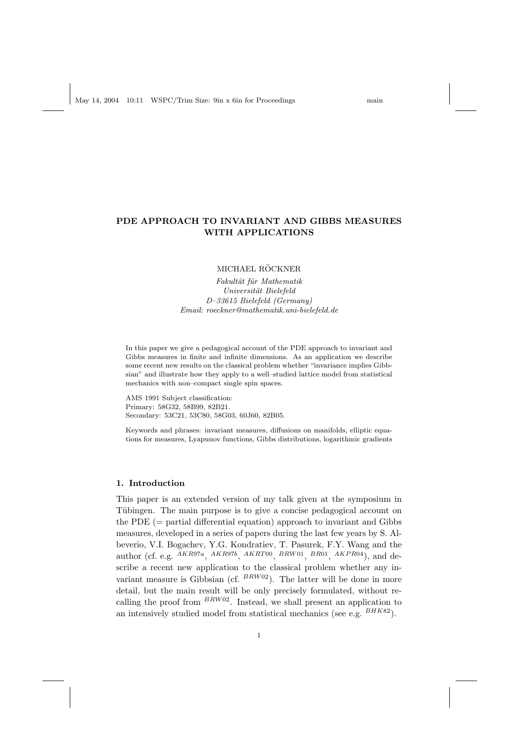# PDE APPROACH TO INVARIANT AND GIBBS MEASURES WITH APPLICATIONS

MICHAEL RÖCKNER

*Fakultät für Mathematik*
*Universität Bielefeld*
*D–33615 Bielefeld (Germany)*
*Email: roeckner@mathematik.uni-bielefeld.de*

In this paper we give a pedagogical account of the PDE approach to invariant and Gibbs measures in finite and infinite dimensions. As an application we describe some recent new results on the classical problem whether "invariance implies Gibbsian" and illustrate how they apply to a well–studied lattice model from statistical mechanics with non–compact single spin spaces.

AMS 1991 Subject classification:
Primary: 58G32, 58B99, 82B21.
Secondary: 53C21, 53C80, 58G03, 60J60, 82B05.

Keywords and phrases: invariant measures, diffusions on manifolds, elliptic equations for measures, Lyapunov functions, Gibbs distributions, logarithmic gradients

## 1. Introduction

This paper is an extended version of my talk given at the symposium in Tübingen. The main purpose is to give a concise pedagogical account on the PDE (= partial differential equation) approach to invariant and Gibbs measures, developed in a series of papers during the last few years by S. Albeverio, V.I. Bogachev, Y.G. Kondratiev, T. Pasurek, F.Y. Wang and the author (cf. e.g. [AKR97a], [AKR97b], [AKRT00], [BRW01], [BR01], [AKPR04]), and describe a recent new application to the classical problem whether any invariant measure is Gibbsian (cf. [BRW02]). The latter will be done in more detail, but the main result will be only precisely formulated, without recalling the proof from [BRW02]. Instead, we shall present an application to an intensively studied model from statistical mechanics (see e.g. [BHK82]).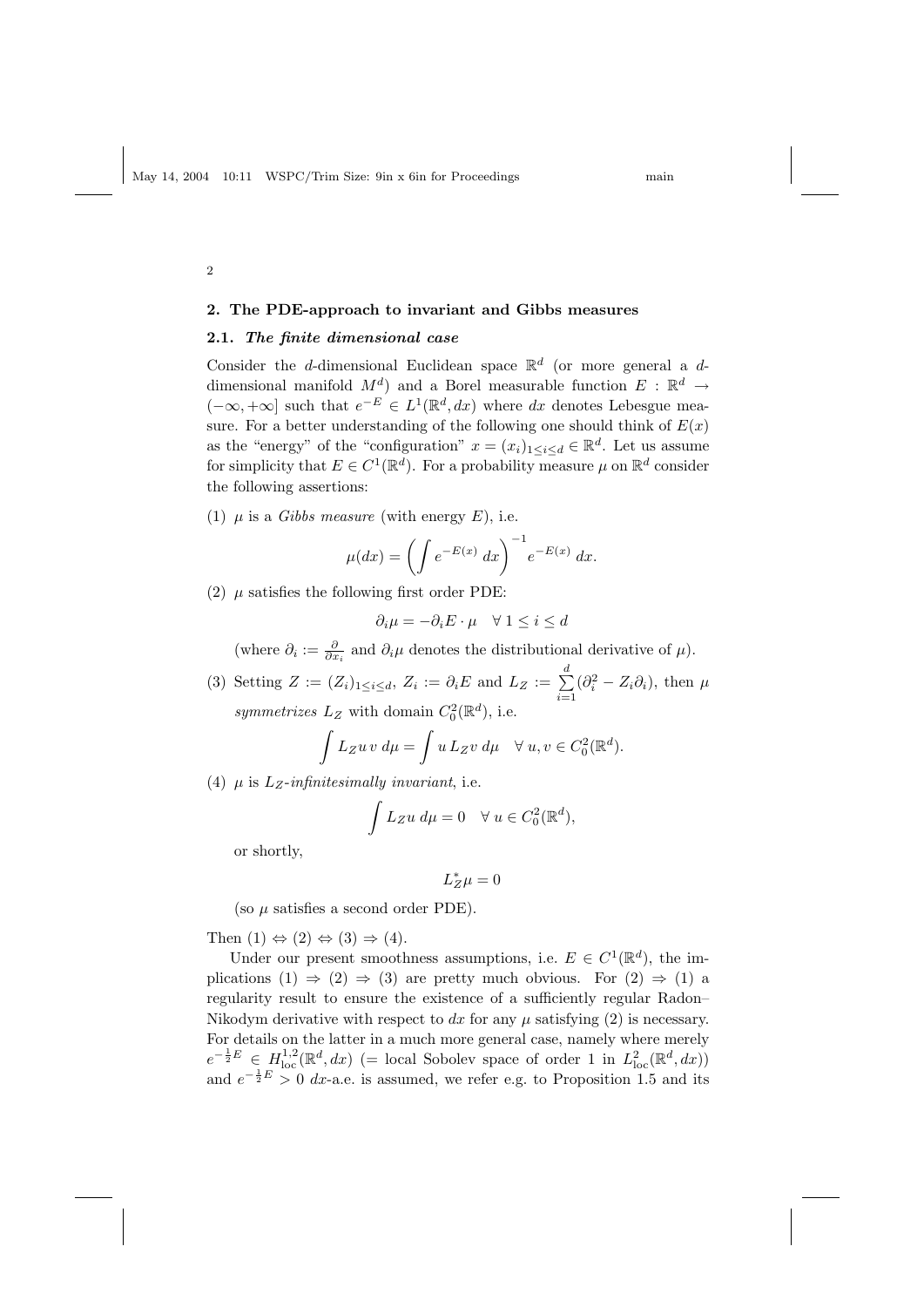## 2. The PDE-approach to invariant and Gibbs measures

### 2.1. *The finite dimensional case*

Consider the $d$-dimensional Euclidean space $\mathbb{R}^d$ (or more general a $d$-dimensional manifold $M^d$) and a Borel measurable function $E : \mathbb{R}^d \to (-\infty, +\infty]$ such that $e^{-E} \in L^1(\mathbb{R}^d, dx)$ where $dx$ denotes Lebesgue measure. For a better understanding of the following one should think of $E(x)$ as the "energy" of the "configuration" $x = (x_i)_{1 \le i \le d} \in \mathbb{R}^d$. Let us assume for simplicity that $E \in C^1(\mathbb{R}^d)$. For a probability measure $\mu$ on $\mathbb{R}^d$ consider the following assertions:

(1) $\mu$ is a *Gibbs measure* (with energy $E$), i.e.

$$\mu(dx) = \left( \int e^{-E(x)} \, dx \right)^{-1} e^{-E(x)} \, dx.$$

(2) $\mu$ satisfies the following first order PDE:

$$\partial_i \mu = -\partial_i E \cdot \mu \quad \forall \, 1 \le i \le d$$

(where $\partial_i := \frac{\partial}{\partial x_i}$ and $\partial_i \mu$ denotes the distributional derivative of $\mu$).

(3) Setting $Z := (Z_i)_{1 \le i \le d}$, $Z_i := \partial_i E$ and $L_Z := \sum_{i=1}^{d} (\partial_i^2 - Z_i \partial_i)$, then $\mu$ *symmetrizes* $L_Z$ with domain $C_0^2(\mathbb{R}^d)$, i.e.

$$\int L_Z u \, v \, d\mu = \int u \, L_Z v \, d\mu \quad \forall \, u, v \in C_0^2(\mathbb{R}^d).$$

(4) $\mu$ is $L_Z$-*infinitesimally invariant*, i.e.

$$\int L_Z u \, d\mu = 0 \quad \forall \, u \in C_0^2(\mathbb{R}^d),$$

or shortly,

$$L_Z^* \mu = 0$$

(so $\mu$ satisfies a second order PDE).

Then (1) $\Leftrightarrow$ (2) $\Leftrightarrow$ (3) $\Rightarrow$ (4).

Under our present smoothness assumptions, i.e. $E \in C^1(\mathbb{R}^d)$, the implications (1) $\Rightarrow$ (2) $\Rightarrow$ (3) are pretty much obvious. For (2) $\Rightarrow$ (1) a regularity result to ensure the existence of a sufficiently regular Radon–Nikodym derivative with respect to $dx$ for any $\mu$ satisfying (2) is necessary. For details on the latter in a much more general case, namely where merely $e^{-\frac{1}{2}E} \in H^{1,2}_{\text{loc}}(\mathbb{R}^d, dx)$ (= local Sobolev space of order 1 in $L^2_{\text{loc}}(\mathbb{R}^d, dx)$) and $e^{-\frac{1}{2}E} > 0$ $dx$-a.e. is assumed, we refer e.g. to Proposition 1.5 and its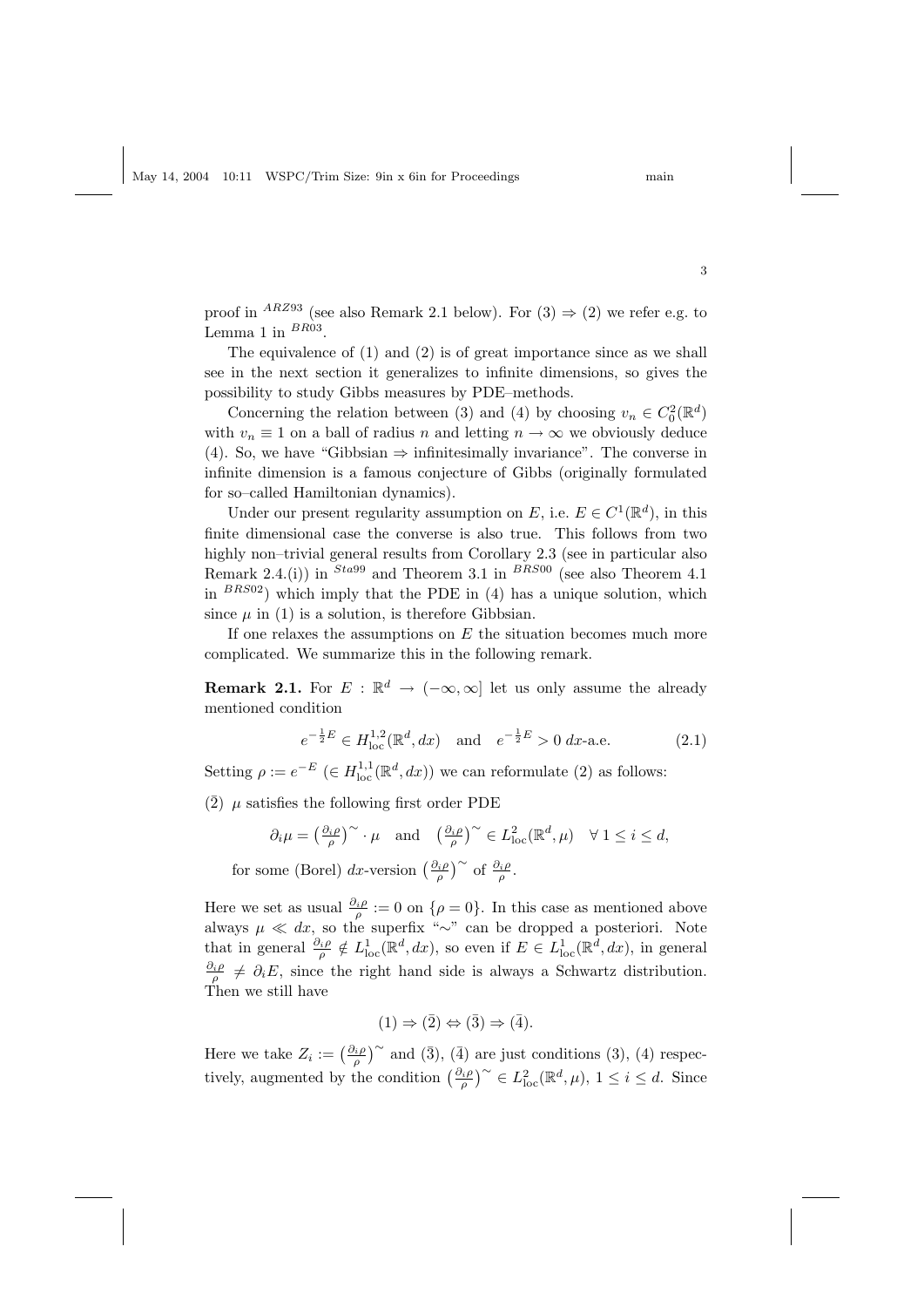proof in [ARZ93] (see also Remark 2.1 below). For (3) $\Rightarrow$ (2) we refer e.g. to Lemma 1 in [BR03].

The equivalence of (1) and (2) is of great importance since as we shall see in the next section it generalizes to infinite dimensions, so gives the possibility to study Gibbs measures by PDE–methods.

Concerning the relation between (3) and (4) by choosing $v_n \in C_0^2(\mathbb{R}^d)$ with $v_n \equiv 1$ on a ball of radius $n$ and letting $n \to \infty$ we obviously deduce (4). So, we have "Gibbsian $\Rightarrow$ infinitesimally invariance". The converse in infinite dimension is a famous conjecture of Gibbs (originally formulated for so–called Hamiltonian dynamics).

Under our present regularity assumption on $E$, i.e. $E \in C^1(\mathbb{R}^d)$, in this finite dimensional case the converse is also true. This follows from two highly non–trivial general results from Corollary 2.3 (see in particular also Remark 2.4.(i)) in [Sta99] and Theorem 3.1 in [BRS00] (see also Theorem 4.1 in [BRS02]) which imply that the PDE in (4) has a unique solution, which since $\mu$ in (1) is a solution, is therefore Gibbsian.

If one relaxes the assumptions on $E$ the situation becomes much more complicated. We summarize this in the following remark.

**Remark 2.1.** For $E : \mathbb{R}^d \to (-\infty, \infty]$ let us only assume the already mentioned condition

$$e^{-\frac{1}{2}E} \in H^{1,2}_{\text{loc}}(\mathbb{R}^d, dx) \quad \text{and} \quad e^{-\frac{1}{2}E} > 0 \; dx\text{-a.e.} \tag{2.1}$$

Setting $\rho := e^{-E}$ ($\in H^{1,1}_{\text{loc}}(\mathbb{R}^d, dx)$) we can reformulate (2) as follows:

($\bar{2}$) $\mu$ satisfies the following first order PDE

$$\partial_i \mu = \left(\tfrac{\partial_i \rho}{\rho}\right)^{\sim} \cdot \mu \quad \text{and} \quad \left(\tfrac{\partial_i \rho}{\rho}\right)^{\sim} \in L^2_{\text{loc}}(\mathbb{R}^d, \mu) \quad \forall\, 1 \le i \le d,$$

for some (Borel) $dx$-version $\left(\frac{\partial_i \rho}{\rho}\right)^{\sim}$ of $\frac{\partial_i \rho}{\rho}$.

Here we set as usual $\frac{\partial_i \rho}{\rho} := 0$ on $\{\rho = 0\}$. In this case as mentioned above always $\mu \ll dx$, so the superfix "$\sim$" can be dropped a posteriori. Note that in general $\frac{\partial_i \rho}{\rho} \notin L^1_{\text{loc}}(\mathbb{R}^d, dx)$, so even if $E \in L^1_{\text{loc}}(\mathbb{R}^d, dx)$, in general $\frac{\partial_i \rho}{\rho} \neq \partial_i E$, since the right hand side is always a Schwartz distribution. Then we still have

$$(1) \Rightarrow (\bar{2}) \Leftrightarrow (\bar{3}) \Rightarrow (\bar{4}).$$

Here we take $Z_i := \left(\frac{\partial_i \rho}{\rho}\right)^{\sim}$ and ($\bar{3}$), ($\bar{4}$) are just conditions (3), (4) respectively, augmented by the condition $\left(\frac{\partial_i \rho}{\rho}\right)^{\sim} \in L^2_{\text{loc}}(\mathbb{R}^d, \mu)$, $1 \le i \le d$. Since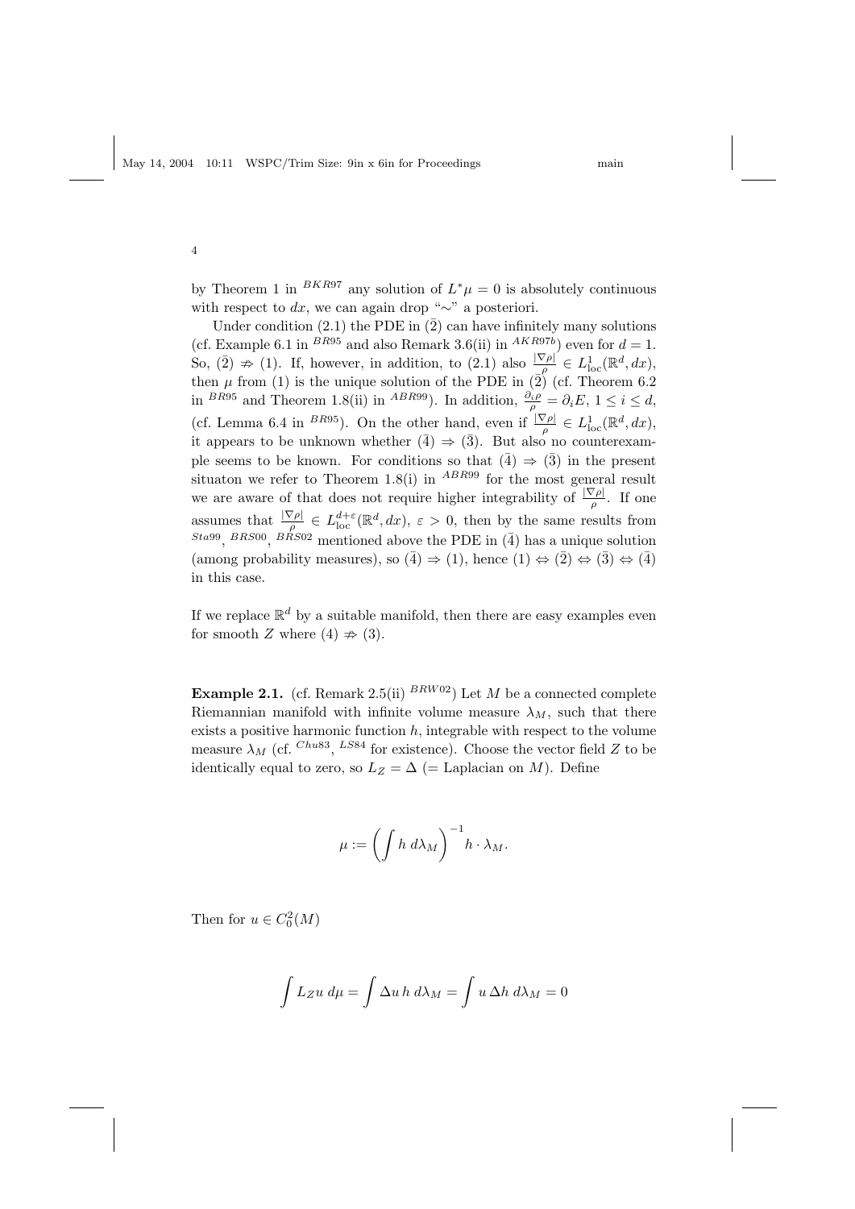by Theorem 1 in [BKR97] any solution of $L^*\mu = 0$ is absolutely continuous with respect to $dx$, we can again drop "$\sim$" a posteriori.

Under condition (2.1) the PDE in $(\bar{2})$ can have infinitely many solutions (cf. Example 6.1 in [BR95] and also Remark 3.6(ii) in [AKR97b]) even for $d = 1$. So, $(\bar{2}) \not\Rightarrow (1)$. If, however, in addition, to (2.1) also $\frac{|\nabla \rho|}{\rho} \in L^1_{\text{loc}}(\mathbb{R}^d, dx)$, then $\mu$ from (1) is the unique solution of the PDE in $(\bar{2})$ (cf. Theorem 6.2 in [BR95] and Theorem 1.8(ii) in [ABR99]). In addition, $\frac{\partial_i \rho}{\rho} = \partial_i E$, $1 \leq i \leq d$, (cf. Lemma 6.4 in [BR95]). On the other hand, even if $\frac{|\nabla \rho|}{\rho} \in L^1_{\text{loc}}(\mathbb{R}^d, dx)$, it appears to be unknown whether $(\bar{4}) \Rightarrow (\bar{3})$. But also no counterexample seems to be known. For conditions so that $(\bar{4}) \Rightarrow (\bar{3})$ in the present situaton we refer to Theorem 1.8(i) in [ABR99] for the most general result we are aware of that does not require higher integrability of $\frac{|\nabla \rho|}{\rho}$. If one assumes that $\frac{|\nabla \rho|}{\rho} \in L^{d+\varepsilon}_{\text{loc}}(\mathbb{R}^d, dx)$, $\varepsilon > 0$, then by the same results from [Sta99], [BRS00], [BRS02] mentioned above the PDE in $(\bar{4})$ has a unique solution (among probability measures), so $(\bar{4}) \Rightarrow (1)$, hence $(1) \Leftrightarrow (\bar{2}) \Leftrightarrow (\bar{3}) \Leftrightarrow (\bar{4})$ in this case.

If we replace $\mathbb{R}^d$ by a suitable manifold, then there are easy examples even for smooth $Z$ where $(4) \not\Rightarrow (3)$.

**Example 2.1.** (cf. Remark 2.5(ii) [BRW02]) Let $M$ be a connected complete Riemannian manifold with infinite volume measure $\lambda_M$, such that there exists a positive harmonic function $h$, integrable with respect to the volume measure $\lambda_M$ (cf. [Chu83], [LS84] for existence). Choose the vector field $Z$ to be identically equal to zero, so $L_Z = \Delta$ (= Laplacian on $M$). Define

$$\mu := \left( \int h \, d\lambda_M \right)^{-1} h \cdot \lambda_M.$$

Then for $u \in C_0^2(M)$

$$\int L_Z u \, d\mu = \int \Delta u \, h \, d\lambda_M = \int u \, \Delta h \, d\lambda_M = 0$$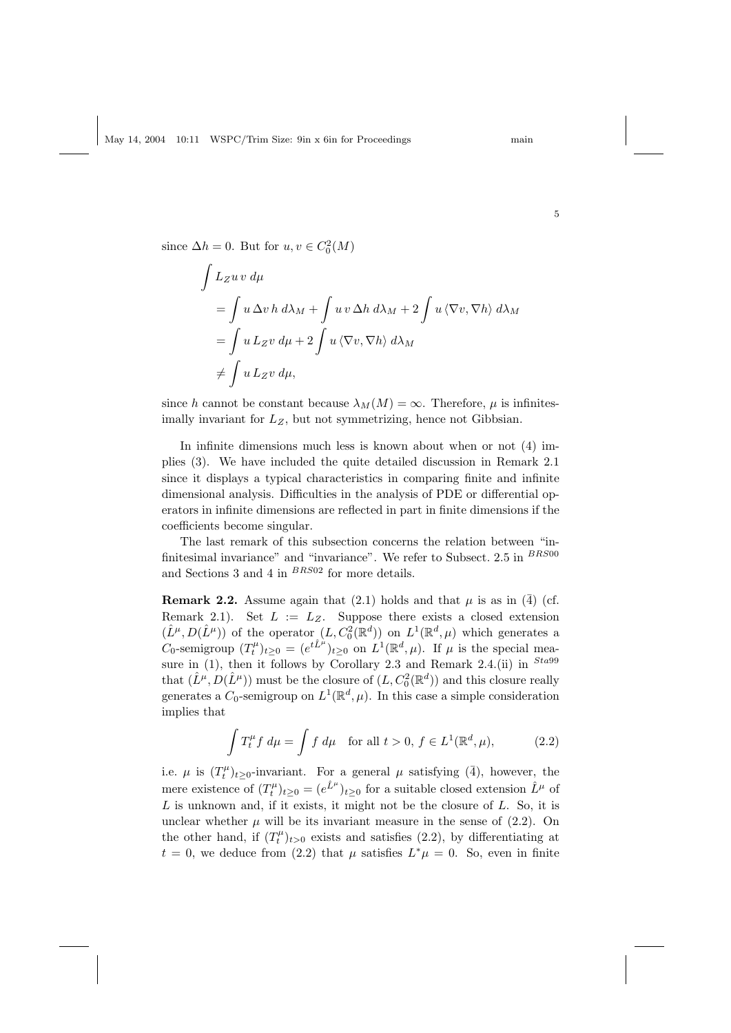since $\Delta h = 0$. But for $u, v \in C_0^2(M)$

$$
\begin{aligned}
&\int L_Z u \, v \, d\mu \\
&= \int u \, \Delta v \, h \, d\lambda_M + \int u \, v \, \Delta h \, d\lambda_M + 2 \int u \, \langle \nabla v, \nabla h \rangle \, d\lambda_M \\
&= \int u \, L_Z v \, d\mu + 2 \int u \, \langle \nabla v, \nabla h \rangle \, d\lambda_M \\
&\neq \int u \, L_Z v \, d\mu,
\end{aligned}
$$

since $h$ cannot be constant because $\lambda_M(M) = \infty$. Therefore, $\mu$ is infinitesimally invariant for $L_Z$, but not symmetrizing, hence not Gibbsian.

In infinite dimensions much less is known about when or not (4) implies (3). We have included the quite detailed discussion in Remark 2.1 since it displays a typical characteristics in comparing finite and infinite dimensional analysis. Difficulties in the analysis of PDE or differential operators in infinite dimensions are reflected in part in finite dimensions if the coefficients become singular.

The last remark of this subsection concerns the relation between "infinitesimal invariance" and "invariance". We refer to Subsect. 2.5 in [BRS00] and Sections 3 and 4 in [BRS02] for more details.

**Remark 2.2.** Assume again that (2.1) holds and that $\mu$ is as in ($\bar{4}$) (cf. Remark 2.1). Set $L := L_Z$. Suppose there exists a closed extension $(\hat{L}^\mu, D(\hat{L}^\mu))$ of the operator $(L, C_0^2(\mathbb{R}^d))$ on $L^1(\mathbb{R}^d, \mu)$ which generates a $C_0$-semigroup $(T_t^\mu)_{t \geq 0} = (e^{t\hat{L}^\mu})_{t \geq 0}$ on $L^1(\mathbb{R}^d, \mu)$. If $\mu$ is the special measure in (1), then it follows by Corollary 2.3 and Remark 2.4.(ii) in [Sta99] that $(\hat{L}^\mu, D(\hat{L}^\mu))$ must be the closure of $(L, C_0^2(\mathbb{R}^d))$ and this closure really generates a $C_0$-semigroup on $L^1(\mathbb{R}^d, \mu)$. In this case a simple consideration implies that

$$\int T_t^\mu f \, d\mu = \int f \, d\mu \quad \text{for all } t > 0, \, f \in L^1(\mathbb{R}^d, \mu), \tag{2.2}$$

i.e. $\mu$ is $(T_t^\mu)_{t \geq 0}$-invariant. For a general $\mu$ satisfying ($\bar{4}$), however, the mere existence of $(T_t^\mu)_{t \geq 0} = (e^{\hat{L}^\mu})_{t \geq 0}$ for a suitable closed extension $\hat{L}^\mu$ of $L$ is unknown and, if it exists, it might not be the closure of $L$. So, it is unclear whether $\mu$ will be its invariant measure in the sense of (2.2). On the other hand, if $(T_t^\mu)_{t > 0}$ exists and satisfies (2.2), by differentiating at $t = 0$, we deduce from (2.2) that $\mu$ satisfies $L^* \mu = 0$. So, even in finite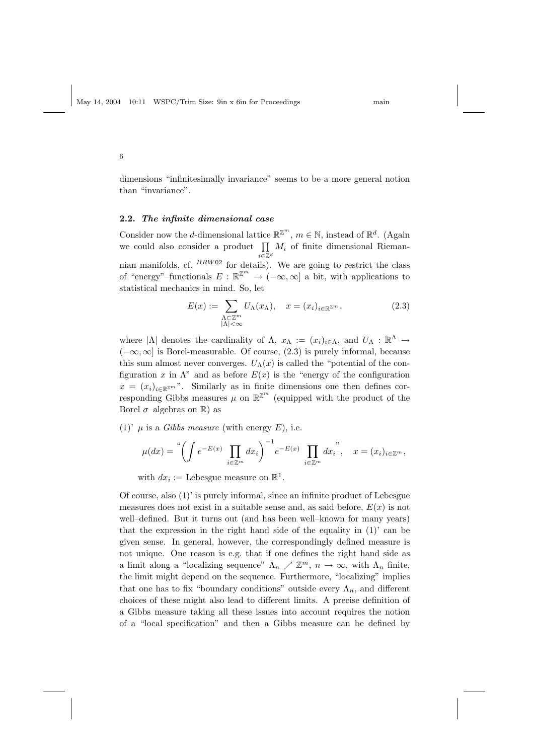dimensions "infinitesimally invariance" seems to be a more general notion than "invariance".

### 2.2. *The infinite dimensional case*

Consider now the $d$-dimensional lattice $\mathbb{R}^{\mathbb{Z}^m}$, $m \in \mathbb{N}$, instead of $\mathbb{R}^d$. (Again we could also consider a product $\prod_{i \in \mathbb{Z}^d} M_i$ of finite dimensional Riemannian manifolds, cf. [BRW02] for details). We are going to restrict the class of "energy"–functionals $E : \mathbb{R}^{\mathbb{Z}^m} \to (-\infty, \infty]$ a bit, with applications to statistical mechanics in mind. So, let

$$E(x) := \sum_{\substack{\Lambda \subset \mathbb{Z}^m \\ |\Lambda| < \infty}} U_\Lambda(x_\Lambda), \quad x = (x_i)_{i \in \mathbb{R}^{\mathbb{Z}^m}}, \tag{2.3}$$

where $|\Lambda|$ denotes the cardinality of $\Lambda$, $x_\Lambda := (x_i)_{i \in \Lambda}$, and $U_\Lambda : \mathbb{R}^\Lambda \to (-\infty, \infty]$ is Borel-measurable. Of course, (2.3) is purely informal, because this sum almost never converges. $U_\Lambda(x)$ is called the "potential of the configuration $x$ in $\Lambda$" and as before $E(x)$ is the "energy of the configuration $x = (x_i)_{i \in \mathbb{R}^{\mathbb{Z}^m}}$". Similarly as in finite dimensions one then defines corresponding Gibbs measures $\mu$ on $\mathbb{R}^{\mathbb{Z}^m}$ (equipped with the product of the Borel $\sigma$–algebras on $\mathbb{R}$) as

(1)' $\mu$ is a *Gibbs measure* (with energy $E$), i.e.

$$\mu(dx) = \text{``}\left(\int e^{-E(x)} \prod_{i \in \mathbb{Z}^m} dx_i\right)^{-1} e^{-E(x)} \prod_{i \in \mathbb{Z}^m} dx_i\text{''}, \quad x = (x_i)_{i \in \mathbb{Z}^m},$$

with $dx_i :=$ Lebesgue measure on $\mathbb{R}^1$.

Of course, also (1)' is purely informal, since an infinite product of Lebesgue measures does not exist in a suitable sense and, as said before, $E(x)$ is not well–defined. But it turns out (and has been well–known for many years) that the expression in the right hand side of the equality in (1)' can be given sense. In general, however, the correspondingly defined measure is not unique. One reason is e.g. that if one defines the right hand side as a limit along a "localizing sequence" $\Lambda_n \nearrow \mathbb{Z}^m$, $n \to \infty$, with $\Lambda_n$ finite, the limit might depend on the sequence. Furthermore, "localizing" implies that one has to fix "boundary conditions" outside every $\Lambda_n$, and different choices of these might also lead to different limits. A precise definition of a Gibbs measure taking all these issues into account requires the notion of a "local specification" and then a Gibbs measure can be defined by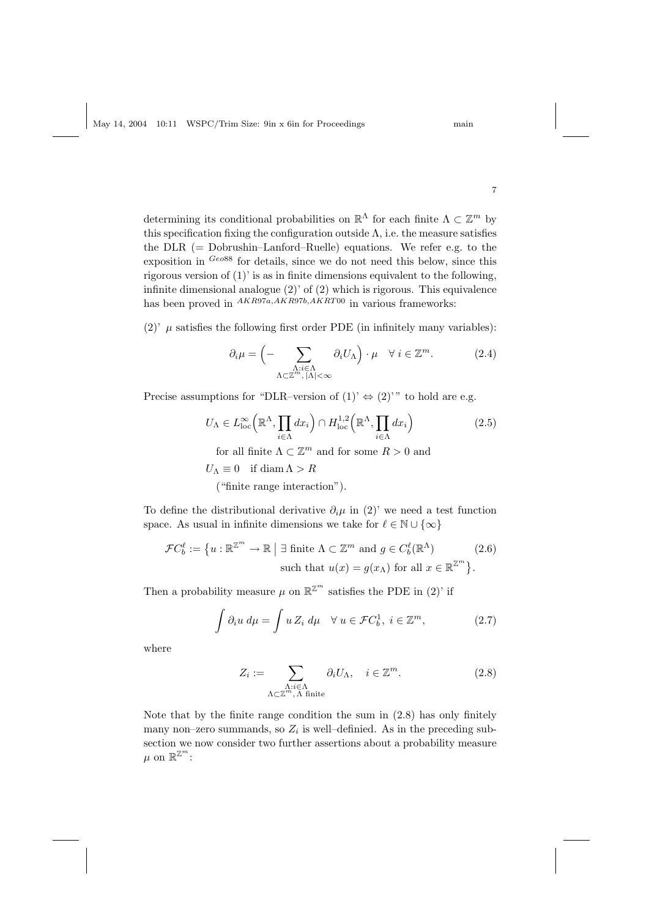determining its conditional probabilities on $\mathbb{R}^\Lambda$ for each finite $\Lambda \subset \mathbb{Z}^m$ by this specification fixing the configuration outside $\Lambda$, i.e. the measure satisfies the DLR (= Dobrushin–Lanford–Ruelle) equations. We refer e.g. to the exposition in [Geo88] for details, since we do not need this below, since this rigorous version of (1)' is as in finite dimensions equivalent to the following, infinite dimensional analogue (2)' of (2) which is rigorous. This equivalence has been proved in [AKR97a, AKR97b, AKRT00] in various frameworks:

(2)' $\mu$ satisfies the following first order PDE (in infinitely many variables):

$$\partial_i \mu = \Big( - \sum_{\substack{\Lambda : i \in \Lambda \\ \Lambda \subset \mathbb{Z}^m, |\Lambda| < \infty}} \partial_i U_\Lambda \Big) \cdot \mu \quad \forall \, i \in \mathbb{Z}^m. \tag{2.4}$$

Precise assumptions for "DLR–version of (1)' $\Leftrightarrow$ (2)'" to hold are e.g.

$$U_\Lambda \in L^\infty_{\mathrm{loc}}\Big(\mathbb{R}^\Lambda, \prod_{i \in \Lambda} dx_i\Big) \cap H^{1,2}_{\mathrm{loc}}\Big(\mathbb{R}^\Lambda, \prod_{i \in \Lambda} dx_i\Big) \tag{2.5}$$

for all finite $\Lambda \subset \mathbb{Z}^m$ and for some $R > 0$ and

$U_\Lambda \equiv 0 \quad \text{if } \operatorname{diam} \Lambda > R$

("finite range interaction").

To define the distributional derivative $\partial_i \mu$ in (2)' we need a test function space. As usual in infinite dimensions we take for $\ell \in \mathbb{N} \cup \{\infty\}$

$$\mathcal{F}C^\ell_b := \big\{ u : \mathbb{R}^{\mathbb{Z}^m} \to \mathbb{R} \;\big|\; \exists \text{ finite } \Lambda \subset \mathbb{Z}^m \text{ and } g \in C^\ell_b(\mathbb{R}^\Lambda) \text{ such that } u(x) = g(x_\Lambda) \text{ for all } x \in \mathbb{R}^{\mathbb{Z}^m} \big\}. \tag{2.6}$$

Then a probability measure $\mu$ on $\mathbb{R}^{\mathbb{Z}^m}$ satisfies the PDE in (2)' if

$$\int \partial_i u \, d\mu = \int u \, Z_i \, d\mu \quad \forall \, u \in \mathcal{F}C^1_b, \; i \in \mathbb{Z}^m, \tag{2.7}$$

where

$$Z_i := \sum_{\substack{\Lambda : i \in \Lambda \\ \Lambda \subset \mathbb{Z}^m, \, \Lambda \text{ finite}}} \partial_i U_\Lambda, \quad i \in \mathbb{Z}^m. \tag{2.8}$$

Note that by the finite range condition the sum in (2.8) has only finitely many non–zero summands, so $Z_i$ is well–definied. As in the preceding subsection we now consider two further assertions about a probability measure $\mu$ on $\mathbb{R}^{\mathbb{Z}^m}$: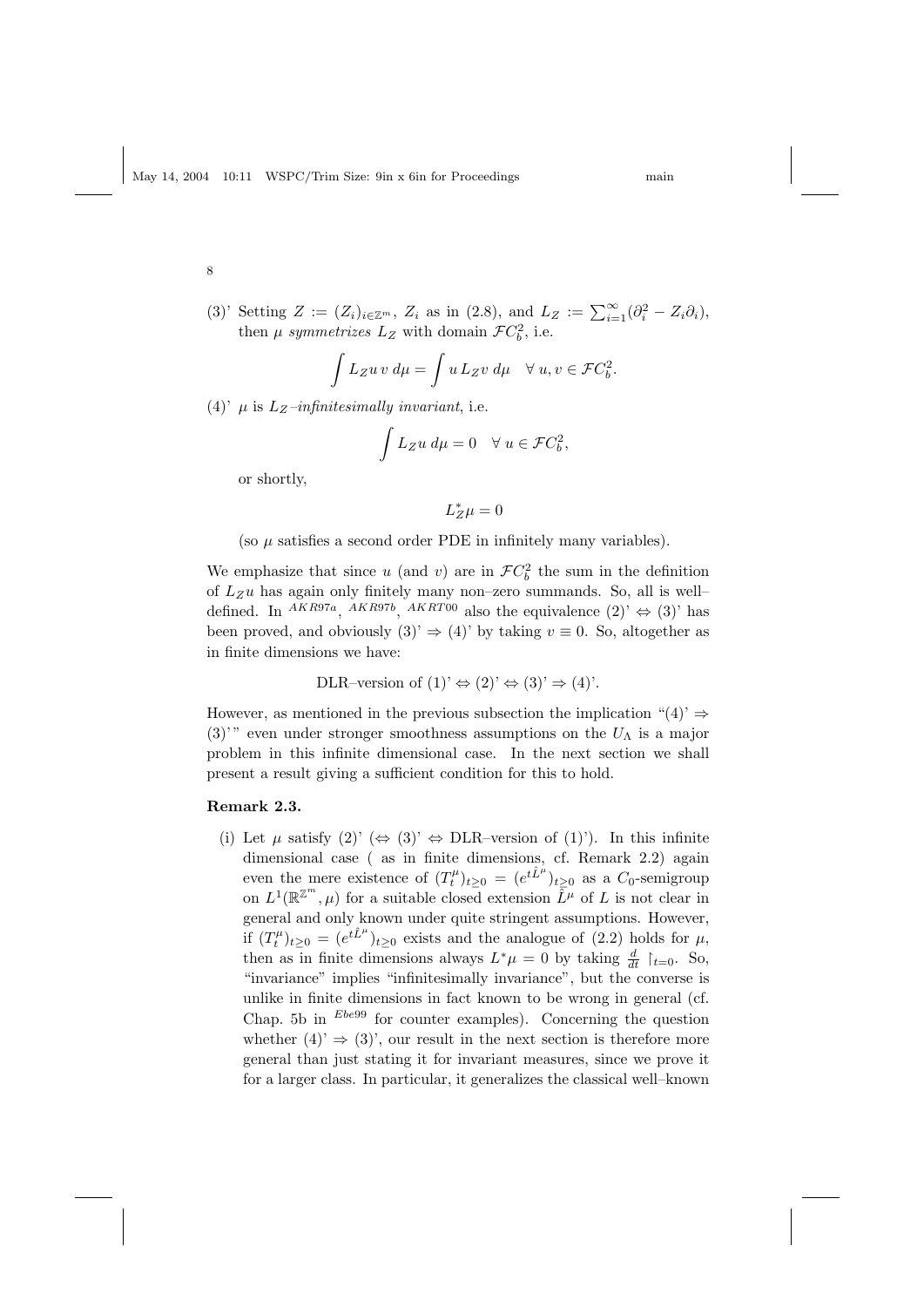(3)' Setting $Z := (Z_i)_{i\in\mathbb{Z}^m}$, $Z_i$ as in (2.8), and $L_Z := \sum_{i=1}^{\infty}(\partial_i^2 - Z_i\partial_i)$, then $\mu$ *symmetrizes* $L_Z$ with domain $\mathcal{F}C_b^2$, i.e.

$$\int L_Z u\, v\; d\mu = \int u\, L_Z v\; d\mu \quad \forall\, u, v \in \mathcal{F}C_b^2.$$

(4)' $\mu$ is $L_Z$*–infinitesimally invariant*, i.e.

$$\int L_Z u\; d\mu = 0 \quad \forall\, u \in \mathcal{F}C_b^2,$$

or shortly,

$$L_Z^*\mu = 0$$

(so $\mu$ satisfies a second order PDE in infinitely many variables).

We emphasize that since $u$ (and $v$) are in $\mathcal{F}C_b^2$ the sum in the definition of $L_Z u$ has again only finitely many non–zero summands. So, all is well–defined. In [AKR97a], [AKR97b], [AKRT00] also the equivalence (2)' $\Leftrightarrow$ (3)' has been proved, and obviously (3)' $\Rightarrow$ (4)' by taking $v \equiv 0$. So, altogether as in finite dimensions we have:

$$\text{DLR–version of (1)'} \Leftrightarrow \text{(2)'} \Leftrightarrow \text{(3)'} \Rightarrow \text{(4)'}.$$

However, as mentioned in the previous subsection the implication "(4)' $\Rightarrow$ (3)'" even under stronger smoothness assumptions on the $U_\Lambda$ is a major problem in this infinite dimensional case. In the next section we shall present a result giving a sufficient condition for this to hold.

**Remark 2.3.**

(i) Let $\mu$ satisfy (2)' ($\Leftrightarrow$ (3)' $\Leftrightarrow$ DLR–version of (1)'). In this infinite dimensional case ( as in finite dimensions, cf. Remark 2.2) again even the mere existence of $(T_t^\mu)_{t\geq 0} = (e^{t\tilde{L}^\mu})_{t\geq 0}$ as a $C_0$-semigroup on $L^1(\mathbb{R}^{\mathbb{Z}^m}, \mu)$ for a suitable closed extension $\tilde{L}^\mu$ of $L$ is not clear in general and only known under quite stringent assumptions. However, if $(T_t^\mu)_{t\geq 0} = (e^{t\tilde{L}^\mu})_{t\geq 0}$ exists and the analogue of (2.2) holds for $\mu$, then as in finite dimensions always $L^*\mu = 0$ by taking $\frac{d}{dt}\restriction_{t=0}$. So, "invariance" implies "infinitesimally invariance", but the converse is unlike in finite dimensions in fact known to be wrong in general (cf. Chap. 5b in [Ebe99] for counter examples). Concerning the question whether (4)' $\Rightarrow$ (3)', our result in the next section is therefore more general than just stating it for invariant measures, since we prove it for a larger class. In particular, it generalizes the classical well–known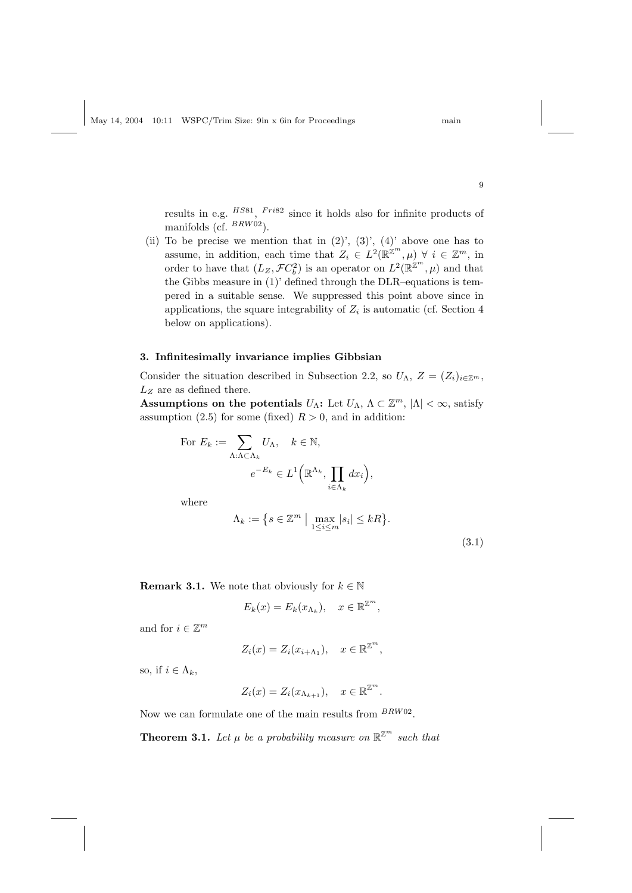results in e.g. [HS81], [Fri82] since it holds also for infinite products of manifolds (cf. [BRW02]).

(ii) To be precise we mention that in (2)', (3)', (4)' above one has to assume, in addition, each time that $Z_i \in L^2(\mathbb{R}^{\mathbb{Z}^m}, \mu)$ $\forall\ i \in \mathbb{Z}^m$, in order to have that $(L_Z, \mathcal{F}C_b^2)$ is an operator on $L^2(\mathbb{R}^{\mathbb{Z}^m}, \mu)$ and that the Gibbs measure in (1)' defined through the DLR–equations is tempered in a suitable sense. We suppressed this point above since in applications, the square integrability of $Z_i$ is automatic (cf. Section 4 below on applications).

## 3. Infinitesimally invariance implies Gibbsian

Consider the situation described in Subsection 2.2, so $U_\Lambda$, $Z = (Z_i)_{i \in \mathbb{Z}^m}$, $L_Z$ are as defined there.

**Assumptions on the potentials $U_\Lambda$:** Let $U_\Lambda$, $\Lambda \subset \mathbb{Z}^m$, $|\Lambda| < \infty$, satisfy assumption (2.5) for some (fixed) $R > 0$, and in addition:

$$\text{For } E_k := \sum_{\Lambda : \Lambda \subset \Lambda_k} U_\Lambda, \quad k \in \mathbb{N},$$

$$e^{-E_k} \in L^1\Big(\mathbb{R}^{\Lambda_k}, \prod_{i \in \Lambda_k} dx_i\Big),$$

where

$$\Lambda_k := \big\{ s \in \mathbb{Z}^m \;\big|\; \max_{1 \le i \le m} |s_i| \le kR \big\}. \tag{3.1}$$

**Remark 3.1.** We note that obviously for $k \in \mathbb{N}$

$$E_k(x) = E_k(x_{\Lambda_k}), \quad x \in \mathbb{R}^{\mathbb{Z}^m},$$

and for $i \in \mathbb{Z}^m$

$$Z_i(x) = Z_i(x_{i+\Lambda_1}), \quad x \in \mathbb{R}^{\mathbb{Z}^m},$$

so, if $i \in \Lambda_k$,

$$Z_i(x) = Z_i(x_{\Lambda_{k+1}}), \quad x \in \mathbb{R}^{\mathbb{Z}^m}.$$

Now we can formulate one of the main results from [BRW02].

**Theorem 3.1.** *Let $\mu$ be a probability measure on $\mathbb{R}^{\mathbb{Z}^m}$ such that*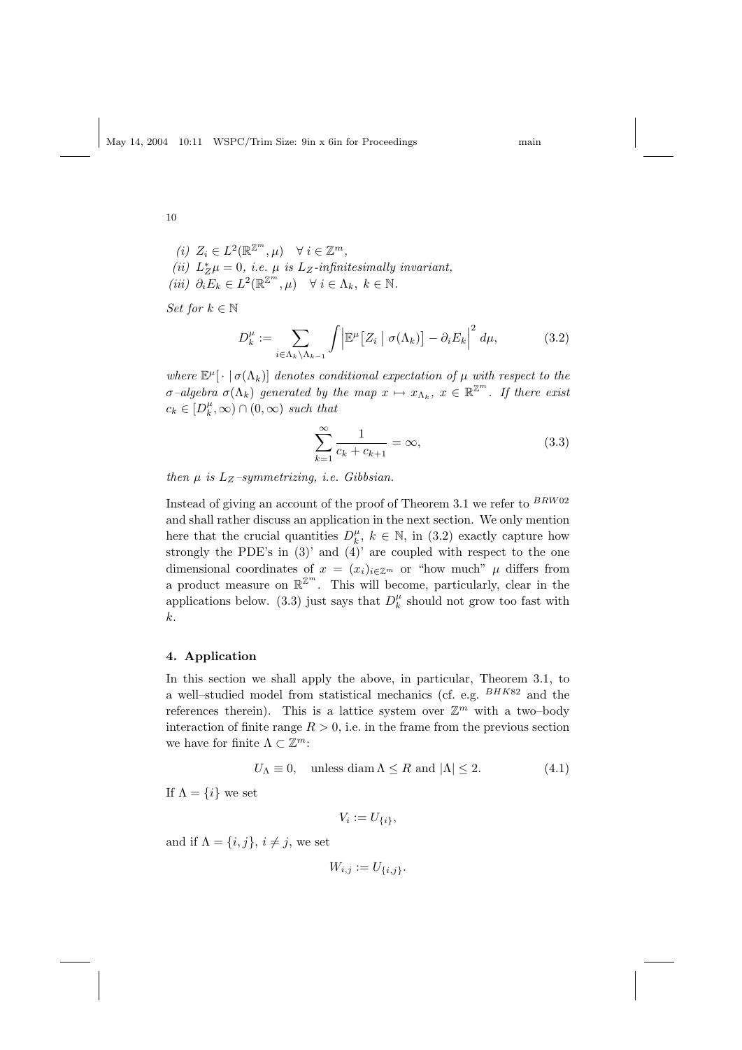*(i)* $Z_i \in L^2(\mathbb{R}^{\mathbb{Z}^m}, \mu) \quad \forall\, i \in \mathbb{Z}^m$,
*(ii)* $L_Z^* \mu = 0$, *i.e.* $\mu$ *is* $L_Z$*-infinitesimally invariant,*
*(iii)* $\partial_i E_k \in L^2(\mathbb{R}^{\mathbb{Z}^m}, \mu) \quad \forall\, i \in \Lambda_k,\ k \in \mathbb{N}$.

*Set for* $k \in \mathbb{N}$

$$D_k^\mu := \sum_{i \in \Lambda_k \setminus \Lambda_{k-1}} \int \Big| \mathbb{E}^\mu\big[Z_i \;\big|\; \sigma(\Lambda_k)\big] - \partial_i E_k \Big|^2 \, d\mu, \tag{3.2}$$

*where* $\mathbb{E}^\mu[\,\cdot\,|\,\sigma(\Lambda_k)]$ *denotes conditional expectation of* $\mu$ *with respect to the* $\sigma$*–algebra* $\sigma(\Lambda_k)$ *generated by the map* $x \mapsto x_{\Lambda_k}$, $x \in \mathbb{R}^{\mathbb{Z}^m}$. *If there exist* $c_k \in [D_k^\mu, \infty) \cap (0, \infty)$ *such that*

$$\sum_{k=1}^{\infty} \frac{1}{c_k + c_{k+1}} = \infty, \tag{3.3}$$

*then* $\mu$ *is* $L_Z$*–symmetrizing, i.e. Gibbsian.*

Instead of giving an account of the proof of Theorem 3.1 we refer to [BRW02] and shall rather discuss an application in the next section. We only mention here that the crucial quantities $D_k^\mu$, $k \in \mathbb{N}$, in (3.2) exactly capture how strongly the PDE's in (3)' and (4)' are coupled with respect to the one dimensional coordinates of $x = (x_i)_{i \in \mathbb{Z}^m}$ or "how much" $\mu$ differs from a product measure on $\mathbb{R}^{\mathbb{Z}^m}$. This will become, particularly, clear in the applications below. (3.3) just says that $D_k^\mu$ should not grow too fast with $k$.

## 4. Application

In this section we shall apply the above, in particular, Theorem 3.1, to a well–studied model from statistical mechanics (cf. e.g. [BHK82] and the references therein). This is a lattice system over $\mathbb{Z}^m$ with a two–body interaction of finite range $R > 0$, i.e. in the frame from the previous section we have for finite $\Lambda \subset \mathbb{Z}^m$:

$$U_\Lambda \equiv 0, \quad \text{unless } \operatorname{diam} \Lambda \le R \text{ and } |\Lambda| \le 2. \tag{4.1}$$

If $\Lambda = \{i\}$ we set

$$V_i := U_{\{i\}},$$

and if $\Lambda = \{i, j\}$, $i \neq j$, we set

$$W_{i,j} := U_{\{i,j\}}.$$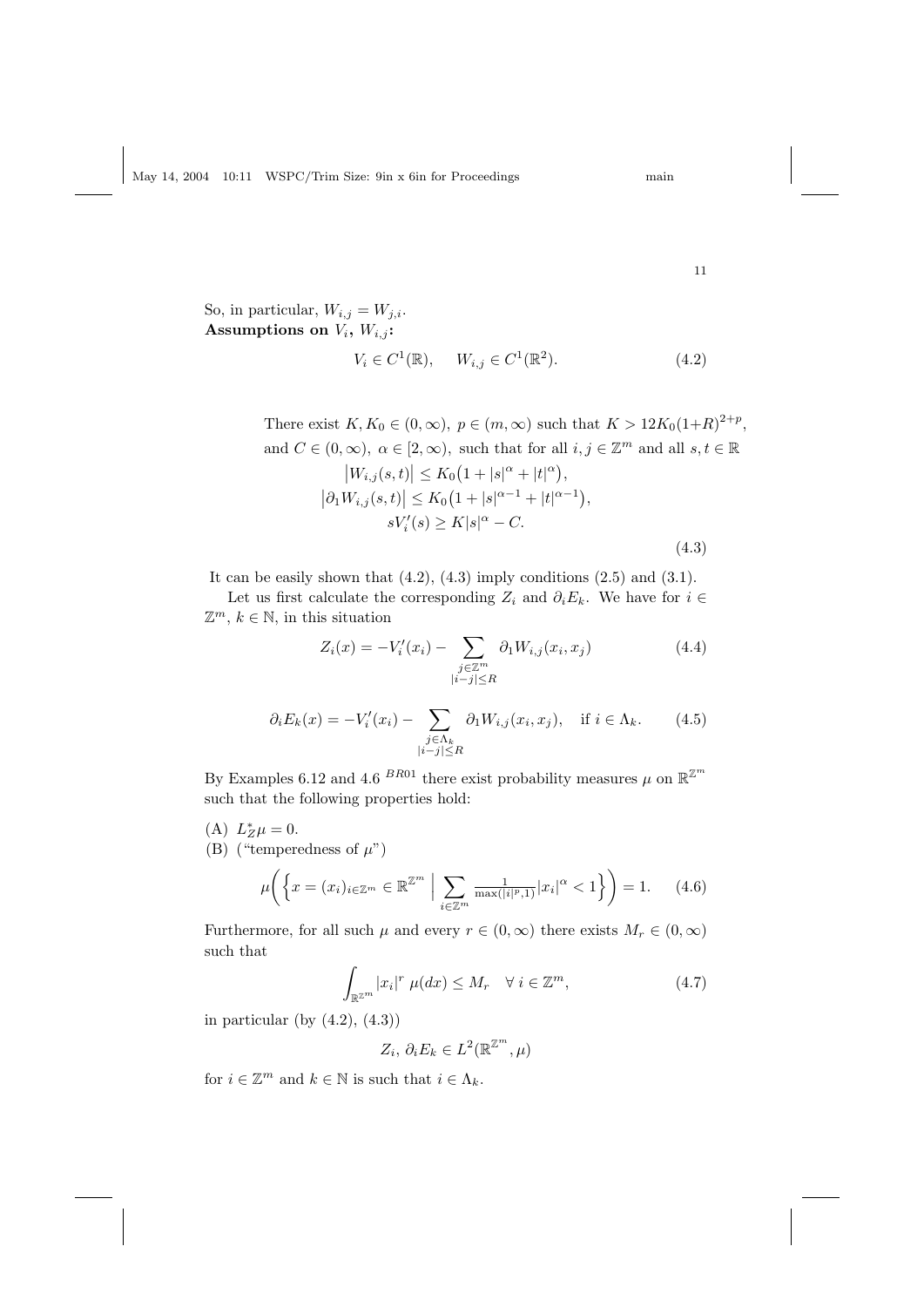So, in particular, $W_{i,j} = W_{j,i}$.
**Assumptions on $V_i$, $W_{i,j}$:**

$$V_i \in C^1(\mathbb{R}), \qquad W_{i,j} \in C^1(\mathbb{R}^2). \tag{4.2}$$

$$\begin{aligned}
&\text{There exist } K, K_0 \in (0,\infty),\ p \in (m,\infty) \text{ such that } K > 12K_0(1+R)^{2+p},\\
&\text{and } C \in (0,\infty),\ \alpha \in [2,\infty), \text{ such that for all } i,j \in \mathbb{Z}^m \text{ and all } s,t \in \mathbb{R}\\
&\qquad \big|W_{i,j}(s,t)\big| \le K_0\big(1 + |s|^\alpha + |t|^\alpha\big),\\
&\qquad \big|\partial_1 W_{i,j}(s,t)\big| \le K_0\big(1 + |s|^{\alpha-1} + |t|^{\alpha-1}\big),\\
&\qquad\qquad sV_i'(s) \ge K|s|^\alpha - C.
\end{aligned} \tag{4.3}$$

It can be easily shown that (4.2), (4.3) imply conditions (2.5) and (3.1).

Let us first calculate the corresponding $Z_i$ and $\partial_i E_k$. We have for $i \in \mathbb{Z}^m$, $k \in \mathbb{N}$, in this situation

$$Z_i(x) = -V_i'(x_i) - \sum_{\substack{j \in \mathbb{Z}^m \\ |i-j| \le R}} \partial_1 W_{i,j}(x_i, x_j) \tag{4.4}$$

$$\partial_i E_k(x) = -V_i'(x_i) - \sum_{\substack{j \in \Lambda_k \\ |i-j| \le R}} \partial_1 W_{i,j}(x_i, x_j), \quad \text{if } i \in \Lambda_k. \tag{4.5}$$

By Examples 6.12 and 4.6 [BR01] there exist probability measures $\mu$ on $\mathbb{R}^{\mathbb{Z}^m}$ such that the following properties hold:

(A) $L_Z^* \mu = 0$.

(B) ("temperedness of $\mu$")

$$\mu\bigg(\Big\{x = (x_i)_{i \in \mathbb{Z}^m} \in \mathbb{R}^{\mathbb{Z}^m} \;\Big|\; \sum_{i \in \mathbb{Z}^m} \tfrac{1}{\max(|i|^p, 1)} |x_i|^\alpha < 1\Big\}\bigg) = 1. \tag{4.6}$$

Furthermore, for all such $\mu$ and every $r \in (0,\infty)$ there exists $M_r \in (0,\infty)$ such that

$$\int_{\mathbb{R}^{\mathbb{Z}^m}} |x_i|^r \, \mu(dx) \le M_r \quad \forall\, i \in \mathbb{Z}^m, \tag{4.7}$$

in particular (by (4.2), (4.3))

$$Z_i,\, \partial_i E_k \in L^2(\mathbb{R}^{\mathbb{Z}^m}, \mu)$$

for $i \in \mathbb{Z}^m$ and $k \in \mathbb{N}$ is such that $i \in \Lambda_k$.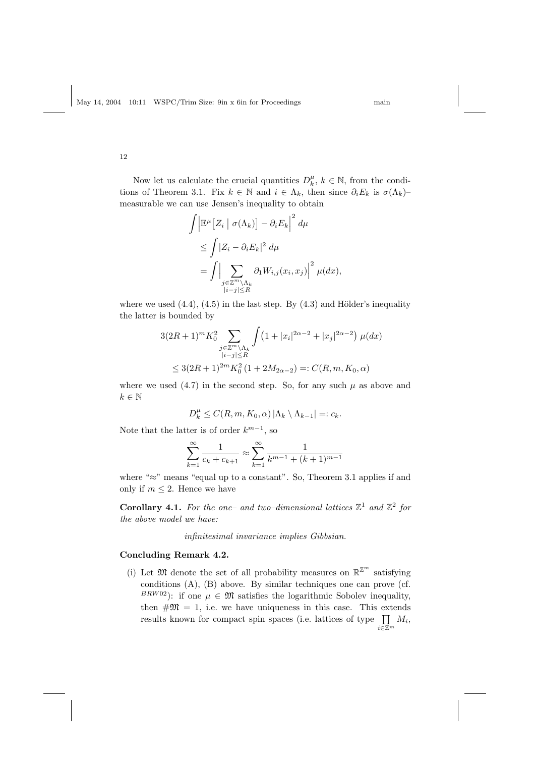Now let us calculate the crucial quantities $D_k^\mu$, $k \in \mathbb{N}$, from the conditions of Theorem 3.1. Fix $k \in \mathbb{N}$ and $i \in \Lambda_k$, then since $\partial_i E_k$ is $\sigma(\Lambda_k)$–measurable we can use Jensen's inequality to obtain

$$
\begin{aligned}
&\int \Big| \mathbb{E}^\mu \big[ Z_i \bigm| \sigma(\Lambda_k) \big] - \partial_i E_k \Big|^2 \, d\mu \\
&\quad \leq \int |Z_i - \partial_i E_k|^2 \, d\mu \\
&\quad = \int \Big| \sum_{\substack{j \in \mathbb{Z}^m \setminus \Lambda_k \\ |i-j| \leq R}} \partial_1 W_{i,j}(x_i, x_j) \Big|^2 \, \mu(dx),
\end{aligned}
$$

where we used (4.4), (4.5) in the last step. By (4.3) and Hölder's inequality the latter is bounded by

$$
\begin{aligned}
&3(2R+1)^m K_0^2 \sum_{\substack{j \in \mathbb{Z}^m \setminus \Lambda_k \\ |i-j| \leq R}} \int \big( 1 + |x_i|^{2\alpha - 2} + |x_j|^{2\alpha-2} \big) \, \mu(dx) \\
&\quad \leq 3(2R+1)^{2m} K_0^2 \, (1 + 2M_{2\alpha - 2}) =: C(R, m, K_0, \alpha)
\end{aligned}
$$

where we used (4.7) in the second step. So, for any such $\mu$ as above and $k \in \mathbb{N}$

$$
D_k^\mu \leq C(R, m, K_0, \alpha) \, |\Lambda_k \setminus \Lambda_{k-1}| =: c_k.
$$

Note that the latter is of order $k^{m-1}$, so

$$
\sum_{k=1}^\infty \frac{1}{c_k + c_{k+1}} \approx \sum_{k=1}^\infty \frac{1}{k^{m-1} + (k+1)^{m-1}}
$$

where "$\approx$" means "equal up to a constant". So, Theorem 3.1 applies if and only if $m \leq 2$. Hence we have

**Corollary 4.1.** *For the one– and two–dimensional lattices $\mathbb{Z}^1$ and $\mathbb{Z}^2$ for the above model we have:*

*infinitesimal invariance implies Gibbsian.*

**Concluding Remark 4.2.**

(i) Let $\mathfrak{M}$ denote the set of all probability measures on $\mathbb{R}^{\mathbb{Z}^m}$ satisfying conditions (A), (B) above. By similar techniques one can prove (cf. [BRW02]): if one $\mu \in \mathfrak{M}$ satisfies the logarithmic Sobolev inequality, then $\#\mathfrak{M} = 1$, i.e. we have uniqueness in this case. This extends results known for compact spin spaces (i.e. lattices of type $\prod_{i \in \mathbb{Z}^m} M_i$,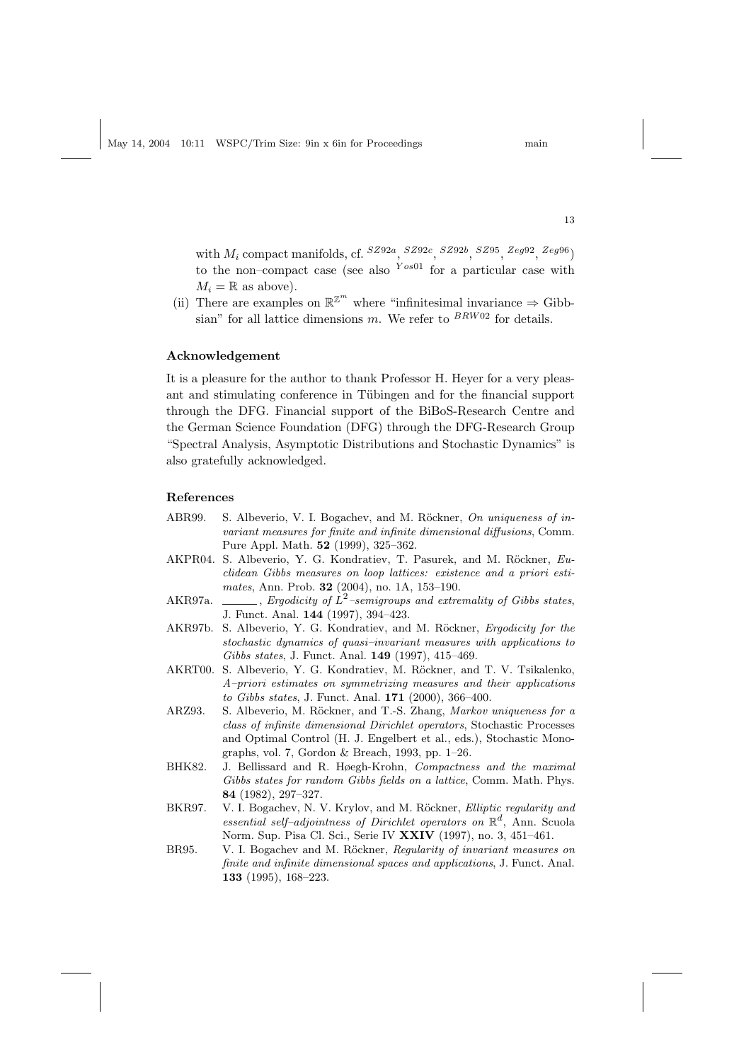with $M_i$ compact manifolds, cf. [SZ92a, SZ92c, SZ92b, SZ95, Zeg92, Zeg96]) to the non–compact case (see also [Yos01] for a particular case with $M_i = \mathbb{R}$ as above).

(ii) There are examples on $\mathbb{R}^{\mathbb{Z}^m}$ where "infinitesimal invariance ⇒ Gibbsian" for all lattice dimensions $m$. We refer to [BRW02] for details.

## Acknowledgement

It is a pleasure for the author to thank Professor H. Heyer for a very pleasant and stimulating conference in Tübingen and for the financial support through the DFG. Financial support of the BiBoS-Research Centre and the German Science Foundation (DFG) through the DFG-Research Group "Spectral Analysis, Asymptotic Distributions and Stochastic Dynamics" is also gratefully acknowledged.

## References

- ABR99. S. Albeverio, V. I. Bogachev, and M. Röckner, *On uniqueness of invariant measures for finite and infinite dimensional diffusions*, Comm. Pure Appl. Math. **52** (1999), 325–362.
- AKPR04. S. Albeverio, Y. G. Kondratiev, T. Pasurek, and M. Röckner, *Euclidean Gibbs measures on loop lattices: existence and a priori estimates*, Ann. Prob. **32** (2004), no. 1A, 153–190.
- AKR97a. ______, *Ergodicity of $L^2$–semigroups and extremality of Gibbs states*, J. Funct. Anal. **144** (1997), 394–423.
- AKR97b. S. Albeverio, Y. G. Kondratiev, and M. Röckner, *Ergodicity for the stochastic dynamics of quasi–invariant measures with applications to Gibbs states*, J. Funct. Anal. **149** (1997), 415–469.
- AKRT00. S. Albeverio, Y. G. Kondratiev, M. Röckner, and T. V. Tsikalenko, *A–priori estimates on symmetrizing measures and their applications to Gibbs states*, J. Funct. Anal. **171** (2000), 366–400.
- ARZ93. S. Albeverio, M. Röckner, and T.-S. Zhang, *Markov uniqueness for a class of infinite dimensional Dirichlet operators*, Stochastic Processes and Optimal Control (H. J. Engelbert et al., eds.), Stochastic Monographs, vol. 7, Gordon & Breach, 1993, pp. 1–26.
- BHK82. J. Bellissard and R. Høegh-Krohn, *Compactness and the maximal Gibbs states for random Gibbs fields on a lattice*, Comm. Math. Phys. **84** (1982), 297–327.
- BKR97. V. I. Bogachev, N. V. Krylov, and M. Röckner, *Elliptic regularity and essential self–adjointness of Dirichlet operators on $\mathbb{R}^d$*, Ann. Scuola Norm. Sup. Pisa Cl. Sci., Serie IV **XXIV** (1997), no. 3, 451–461.
- BR95. V. I. Bogachev and M. Röckner, *Regularity of invariant measures on finite and infinite dimensional spaces and applications*, J. Funct. Anal. **133** (1995), 168–223.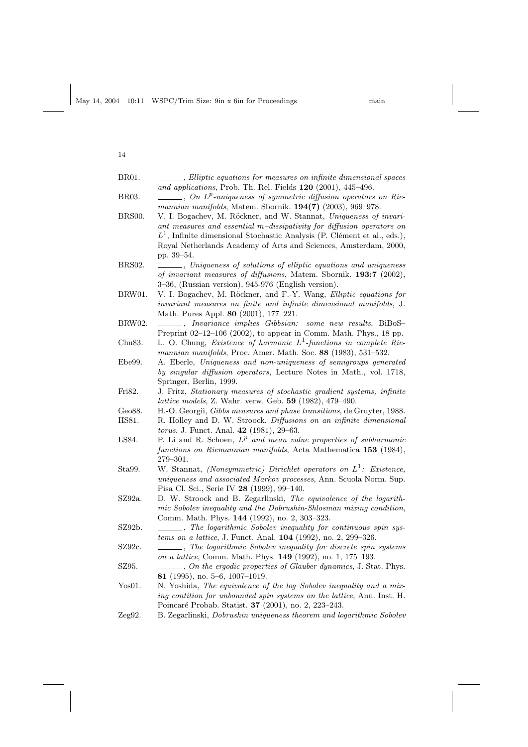BR01. ______, *Elliptic equations for measures on infinite dimensional spaces and applications*, Prob. Th. Rel. Fields **120** (2001), 445–496.

BR03. ______, *On $L^p$-uniqueness of symmetric diffusion operators on Riemannian manifolds*, Matem. Sbornik. **194(7)** (2003), 969–978.

BRS00. V. I. Bogachev, M. Röckner, and W. Stannat, *Uniqueness of invariant measures and essential m–dissipativity for diffusion operators on $L^1$*, Infinite dimensional Stochastic Analysis (P. Clément et al., eds.), Royal Netherlands Academy of Arts and Sciences, Amsterdam, 2000, pp. 39–54.

BRS02. ______, *Uniqueness of solutions of elliptic equations and uniqueness of invariant measures of diffusions*, Matem. Sbornik. **193:7** (2002), 3–36, (Russian version), 945-976 (English version).

BRW01. V. I. Bogachev, M. Röckner, and F.-Y. Wang, *Elliptic equations for invariant measures on finite and infinite dimensional manifolds*, J. Math. Pures Appl. **80** (2001), 177–221.

BRW02. ______, *Invariance implies Gibbsian: some new results*, BiBoS–Preprint 02–12–106 (2002), to appear in Comm. Math. Phys., 18 pp.

Chu83. L. O. Chung, *Existence of harmonic $L^1$-functions in complete Riemannian manifolds*, Proc. Amer. Math. Soc. **88** (1983), 531–532.

Ebe99. A. Eberle, *Uniqueness and non-uniqueness of semigroups generated by singular diffusion operators*, Lecture Notes in Math., vol. 1718, Springer, Berlin, 1999.

Fri82. J. Fritz, *Stationary measures of stochastic gradient systems, infinite lattice models*, Z. Wahr. verw. Geb. **59** (1982), 479–490.

Geo88. H.-O. Georgii, *Gibbs measures and phase transitions*, de Gruyter, 1988.

HS81. R. Holley and D. W. Stroock, *Diffusions on an infinite dimensional torus*, J. Funct. Anal. **42** (1981), 29–63.

LS84. P. Li and R. Schoen, *$L^p$ and mean value properties of subharmonic functions on Riemannian manifolds*, Acta Mathematica **153** (1984), 279–301.

Sta99. W. Stannat, *(Nonsymmetric) Dirichlet operators on $L^1$: Existence, uniqueness and associated Markov processes*, Ann. Scuola Norm. Sup. Pisa Cl. Sci., Serie IV **28** (1999), 99–140.

SZ92a. D. W. Stroock and B. Zegarlinski, *The equivalence of the logarithmic Sobolev inequality and the Dobrushin-Shlosman mixing condition*, Comm. Math. Phys. **144** (1992), no. 2, 303–323.

SZ92b. ______, *The logarithmic Sobolev inequality for continuous spin systems on a lattice*, J. Funct. Anal. **104** (1992), no. 2, 299–326.

SZ92c. ______, *The logarithmic Sobolev inequality for discrete spin systems on a lattice*, Comm. Math. Phys. **149** (1992), no. 1, 175–193.

SZ95. ______, *On the ergodic properties of Glauber dynamics*, J. Stat. Phys. **81** (1995), no. 5–6, 1007–1019.

Yos01. N. Yoshida, *The equivalence of the log–Sobolev inequality and a mixing contition for unbounded spin systems on the lattice*, Ann. Inst. H. Poincaré Probab. Statist. **37** (2001), no. 2, 223–243.

Zeg92. B. Zegarlinski, *Dobrushin uniqueness theorem and logarithmic Sobolev*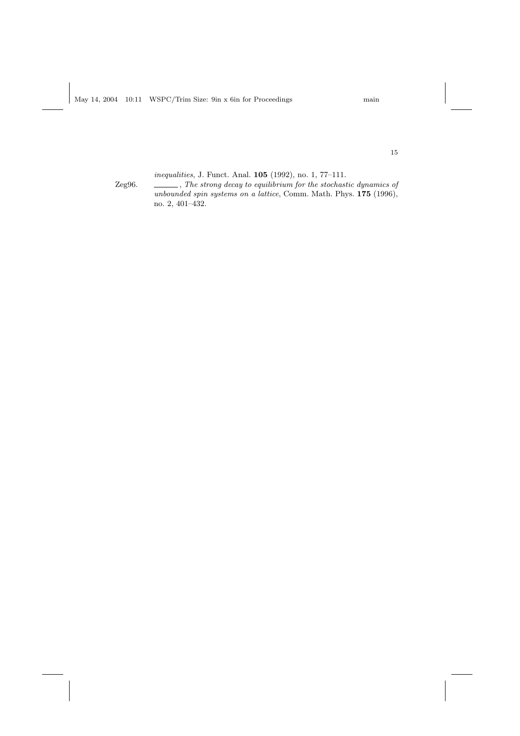*inequalities*, J. Funct. Anal. **105** (1992), no. 1, 77–111.

Zeg96. ______, *The strong decay to equilibrium for the stochastic dynamics of unbounded spin systems on a lattice*, Comm. Math. Phys. **175** (1996), no. 2, 401–432.